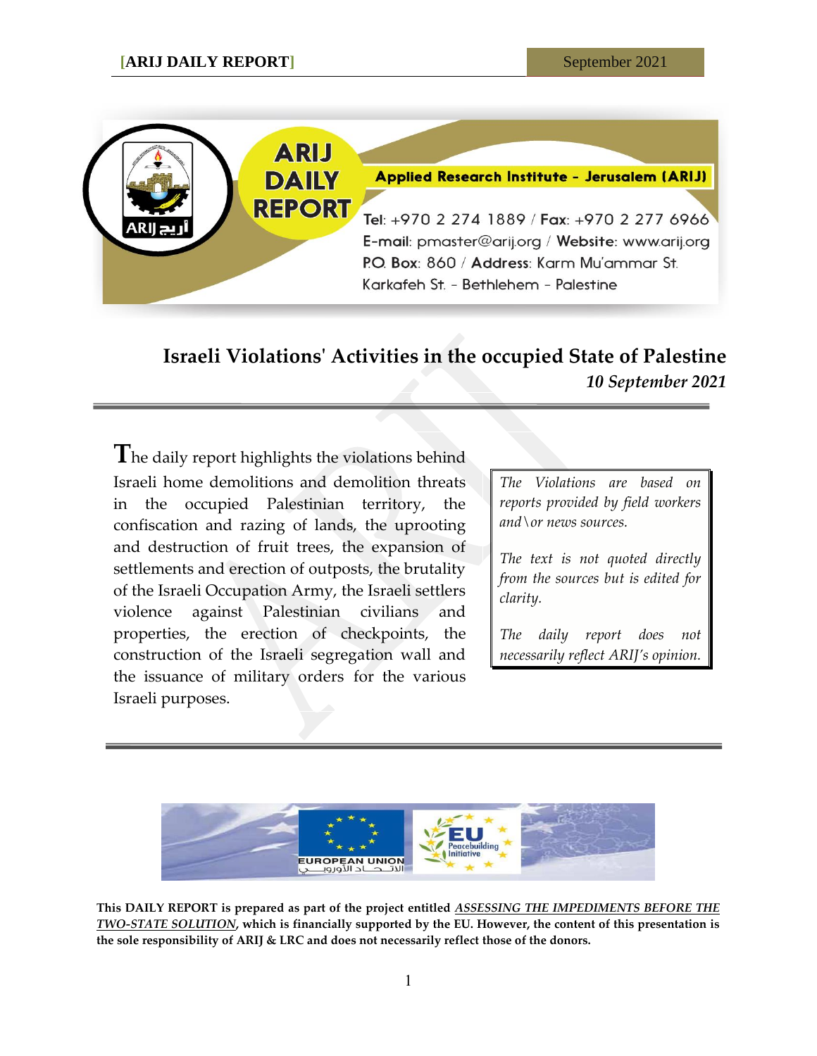Applied Research Institute - Jerusalem (ARIJ)

Tel: +970 2 274 1889 / Fax: +970 2 277 6966
E-mail: pmaster@arij.org / Website: www.arij.org
P.O. Box: 860 / Address: Karm Mu'ammar St.
Karkafeh St. - Bethlehem - Palestine

# Israeli Violations' Activities in the occupied State of Palestine

***10 September 2021***

The daily report highlights the violations behind Israeli home demolitions and demolition threats in the occupied Palestinian territory, the confiscation and razing of lands, the uprooting and destruction of fruit trees, the expansion of settlements and erection of outposts, the brutality of the Israeli Occupation Army, the Israeli settlers violence against Palestinian civilians and properties, the erection of checkpoints, the construction of the Israeli segregation wall and the issuance of military orders for the various Israeli purposes.

*The Violations are based on reports provided by field workers and\or news sources.*

*The text is not quoted directly from the sources but is edited for clarity.*

*The daily report does not necessarily reflect ARIJ's opinion.*

**This DAILY REPORT is prepared as part of the project entitled *ASSESSING THE IMPEDIMENTS BEFORE THE TWO-STATE SOLUTION*, which is financially supported by the EU. However, the content of this presentation is the sole responsibility of ARIJ & LRC and does not necessarily reflect those of the donors.**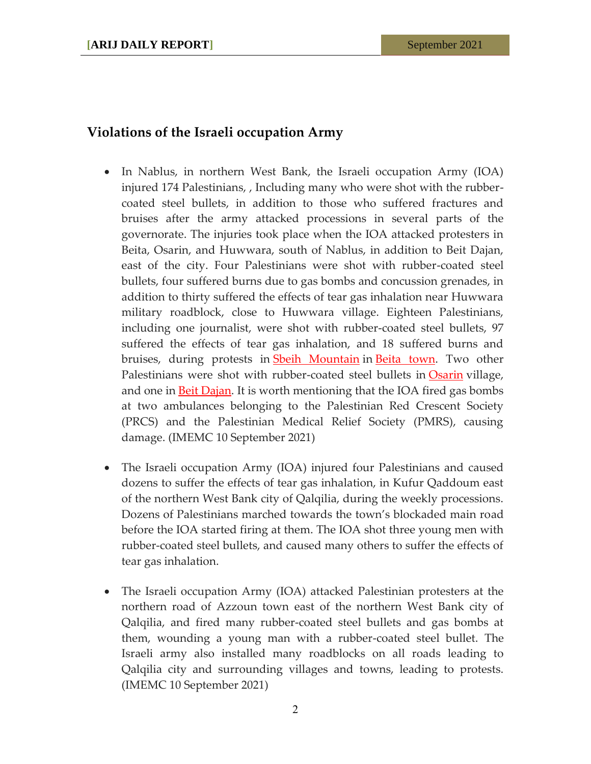## Violations of the Israeli occupation Army

- In Nablus, in northern West Bank, the Israeli occupation Army (IOA) injured 174 Palestinians, , Including many who were shot with the rubber-coated steel bullets, in addition to those who suffered fractures and bruises after the army attacked processions in several parts of the governorate. The injuries took place when the IOA attacked protesters in Beita, Osarin, and Huwwara, south of Nablus, in addition to Beit Dajan, east of the city. Four Palestinians were shot with rubber-coated steel bullets, four suffered burns due to gas bombs and concussion grenades, in addition to thirty suffered the effects of tear gas inhalation near Huwwara military roadblock, close to Huwwara village. Eighteen Palestinians, including one journalist, were shot with rubber-coated steel bullets, 97 suffered the effects of tear gas inhalation, and 18 suffered burns and bruises, during protests in Sbeih Mountain in Beita town. Two other Palestinians were shot with rubber-coated steel bullets in Osarin village, and one in Beit Dajan. It is worth mentioning that the IOA fired gas bombs at two ambulances belonging to the Palestinian Red Crescent Society (PRCS) and the Palestinian Medical Relief Society (PMRS), causing damage. (IMEMC 10 September 2021)

- The Israeli occupation Army (IOA) injured four Palestinians and caused dozens to suffer the effects of tear gas inhalation, in Kufur Qaddoum east of the northern West Bank city of Qalqilia, during the weekly processions. Dozens of Palestinians marched towards the town's blockaded main road before the IOA started firing at them. The IOA shot three young men with rubber-coated steel bullets, and caused many others to suffer the effects of tear gas inhalation.

- The Israeli occupation Army (IOA) attacked Palestinian protesters at the northern road of Azzoun town east of the northern West Bank city of Qalqilia, and fired many rubber-coated steel bullets and gas bombs at them, wounding a young man with a rubber-coated steel bullet. The Israeli army also installed many roadblocks on all roads leading to Qalqilia city and surrounding villages and towns, leading to protests. (IMEMC 10 September 2021)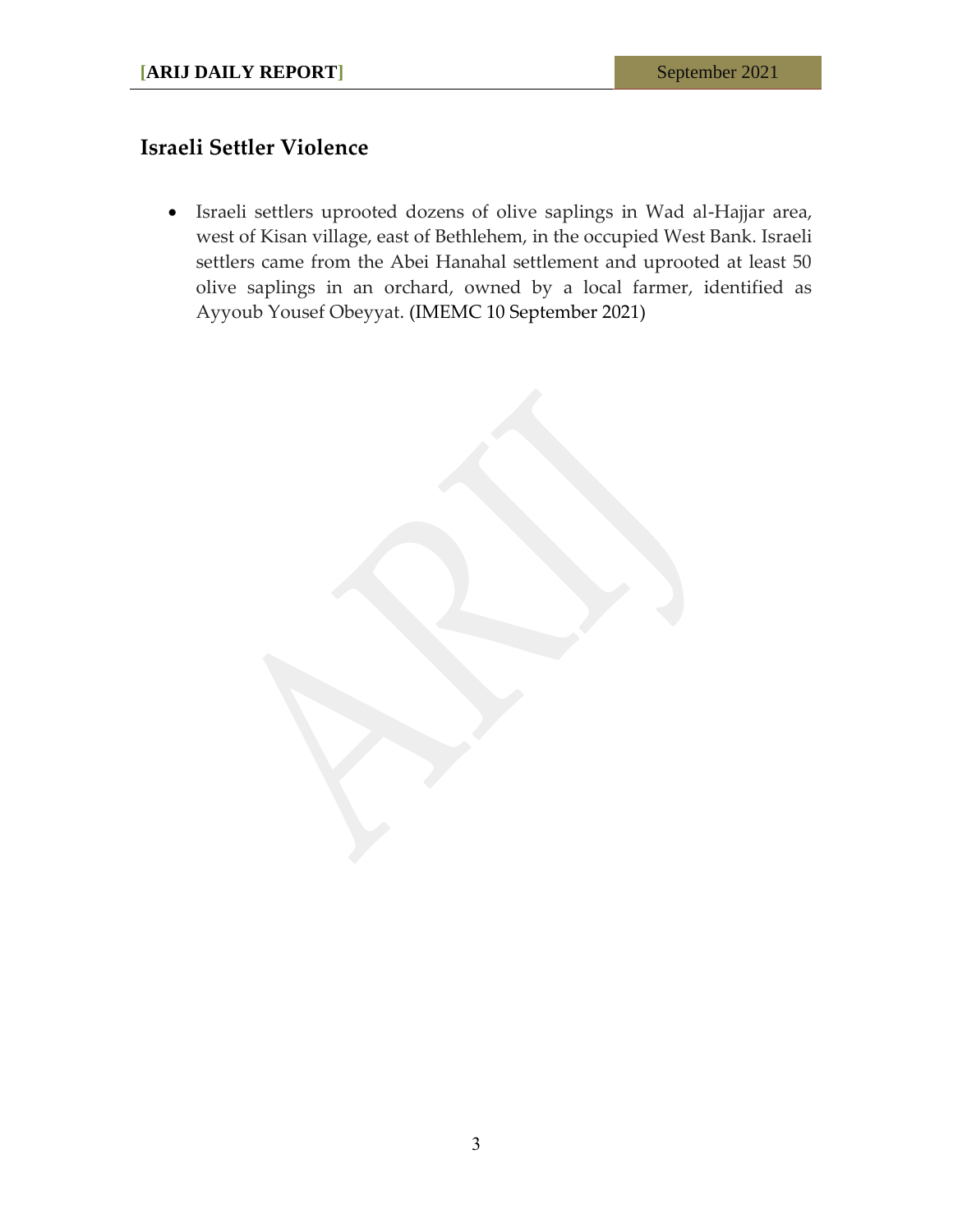## Israeli Settler Violence

- Israeli settlers uprooted dozens of olive saplings in Wad al-Hajjar area, west of Kisan village, east of Bethlehem, in the occupied West Bank. Israeli settlers came from the Abei Hanahal settlement and uprooted at least 50 olive saplings in an orchard, owned by a local farmer, identified as Ayyoub Yousef Obeyyat. (IMEMC 10 September 2021)